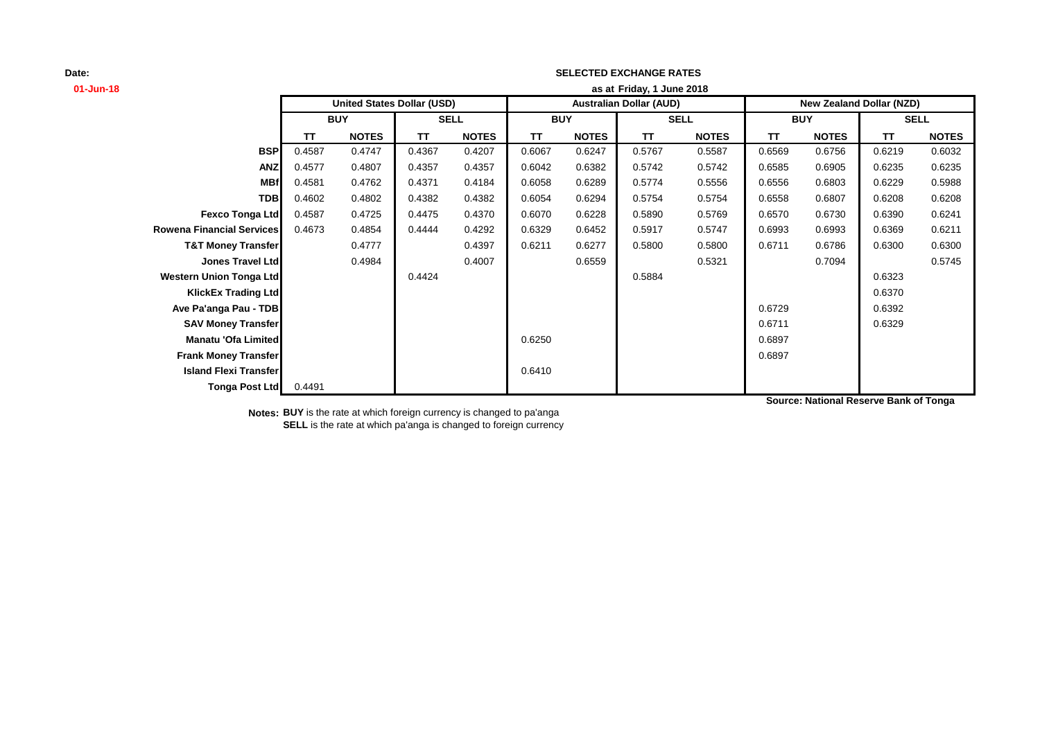**Date:**
**01-Jun-18**

**SELECTED EXCHANGE RATES**
**as at Friday, 1 June 2018**

| | United States Dollar (USD) | | | | Australian Dollar (AUD) | | | | New Zealand Dollar (NZD) | | | |
|---|---|---|---|---|---|---|---|---|---|---|---|---|
| | BUY | | SELL | | BUY | | SELL | | BUY | | SELL | |
| | TT | NOTES | TT | NOTES | TT | NOTES | TT | NOTES | TT | NOTES | TT | NOTES |
| **BSP** | 0.4587 | 0.4747 | 0.4367 | 0.4207 | 0.6067 | 0.6247 | 0.5767 | 0.5587 | 0.6569 | 0.6756 | 0.6219 | 0.6032 |
| **ANZ** | 0.4577 | 0.4807 | 0.4357 | 0.4357 | 0.6042 | 0.6382 | 0.5742 | 0.5742 | 0.6585 | 0.6905 | 0.6235 | 0.6235 |
| **MBf** | 0.4581 | 0.4762 | 0.4371 | 0.4184 | 0.6058 | 0.6289 | 0.5774 | 0.5556 | 0.6556 | 0.6803 | 0.6229 | 0.5988 |
| **TDB** | 0.4602 | 0.4802 | 0.4382 | 0.4382 | 0.6054 | 0.6294 | 0.5754 | 0.5754 | 0.6558 | 0.6807 | 0.6208 | 0.6208 |
| **Fexco Tonga Ltd** | 0.4587 | 0.4725 | 0.4475 | 0.4370 | 0.6070 | 0.6228 | 0.5890 | 0.5769 | 0.6570 | 0.6730 | 0.6390 | 0.6241 |
| **Rowena Financial Services** | 0.4673 | 0.4854 | 0.4444 | 0.4292 | 0.6329 | 0.6452 | 0.5917 | 0.5747 | 0.6993 | 0.6993 | 0.6369 | 0.6211 |
| **T&T Money Transfer** | | 0.4777 | | 0.4397 | 0.6211 | 0.6277 | 0.5800 | 0.5800 | 0.6711 | 0.6786 | 0.6300 | 0.6300 |
| **Jones Travel Ltd** | | 0.4984 | | 0.4007 | | 0.6559 | | 0.5321 | | 0.7094 | | 0.5745 |
| **Western Union Tonga Ltd** | | | 0.4424 | | | | 0.5884 | | | | 0.6323 | |
| **KlickEx Trading Ltd** | | | | | | | | | | | 0.6370 | |
| **Ave Pa'anga Pau - TDB** | | | | | | | | | 0.6729 | | 0.6392 | |
| **SAV Money Transfer** | | | | | | | | | 0.6711 | | 0.6329 | |
| **Manatu 'Ofa Limited** | | | | | 0.6250 | | | | 0.6897 | | | |
| **Frank Money Transfer** | | | | | | | | | 0.6897 | | | |
| **Island Flexi Transfer** | | | | | 0.6410 | | | | | | | |
| **Tonga Post Ltd** | 0.4491 | | | | | | | | | | | |

**Source: National Reserve Bank of Tonga**

**Notes:** **BUY** is the rate at which foreign currency is changed to pa'anga
**SELL** is the rate at which pa'anga is changed to foreign currency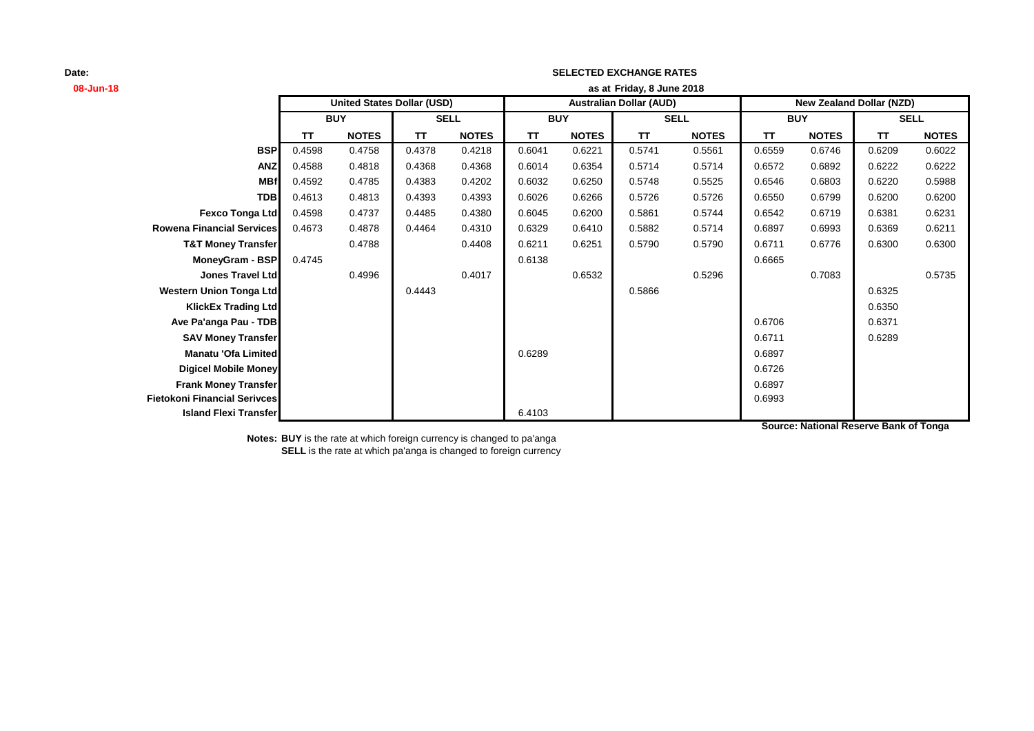**Date:** 08-Jun-18

**SELECTED EXCHANGE RATES**

**as at Friday, 8 June 2018**

| | United States Dollar (USD) | | | | Australian Dollar (AUD) | | | | New Zealand Dollar (NZD) | | | |
|---|---|---|---|---|---|---|---|---|---|---|---|---|
| | BUY | | SELL | | BUY | | SELL | | BUY | | SELL | |
| | TT | NOTES | TT | NOTES | TT | NOTES | TT | NOTES | TT | NOTES | TT | NOTES |
| **BSP** | 0.4598 | 0.4758 | 0.4378 | 0.4218 | 0.6041 | 0.6221 | 0.5741 | 0.5561 | 0.6559 | 0.6746 | 0.6209 | 0.6022 |
| **ANZ** | 0.4588 | 0.4818 | 0.4368 | 0.4368 | 0.6014 | 0.6354 | 0.5714 | 0.5714 | 0.6572 | 0.6892 | 0.6222 | 0.6222 |
| **MBf** | 0.4592 | 0.4785 | 0.4383 | 0.4202 | 0.6032 | 0.6250 | 0.5748 | 0.5525 | 0.6546 | 0.6803 | 0.6220 | 0.5988 |
| **TDB** | 0.4613 | 0.4813 | 0.4393 | 0.4393 | 0.6026 | 0.6266 | 0.5726 | 0.5726 | 0.6550 | 0.6799 | 0.6200 | 0.6200 |
| **Fexco Tonga Ltd** | 0.4598 | 0.4737 | 0.4485 | 0.4380 | 0.6045 | 0.6200 | 0.5861 | 0.5744 | 0.6542 | 0.6719 | 0.6381 | 0.6231 |
| **Rowena Financial Services** | 0.4673 | 0.4878 | 0.4464 | 0.4310 | 0.6329 | 0.6410 | 0.5882 | 0.5714 | 0.6897 | 0.6993 | 0.6369 | 0.6211 |
| **T&T Money Transfer** | | 0.4788 | | 0.4408 | 0.6211 | 0.6251 | 0.5790 | 0.5790 | 0.6711 | 0.6776 | 0.6300 | 0.6300 |
| **MoneyGram - BSP** | 0.4745 | | | | 0.6138 | | | | 0.6665 | | | |
| **Jones Travel Ltd** | | 0.4996 | | 0.4017 | | 0.6532 | | 0.5296 | | 0.7083 | | 0.5735 |
| **Western Union Tonga Ltd** | | | 0.4443 | | | | 0.5866 | | | | 0.6325 | |
| **KlickEx Trading Ltd** | | | | | | | | | | | 0.6350 | |
| **Ave Pa'anga Pau - TDB** | | | | | | | | | 0.6706 | | 0.6371 | |
| **SAV Money Transfer** | | | | | | | | | 0.6711 | | 0.6289 | |
| **Manatu 'Ofa Limited** | | | | | 0.6289 | | | | 0.6897 | | | |
| **Digicel Mobile Money** | | | | | | | | | 0.6726 | | | |
| **Frank Money Transfer** | | | | | | | | | 0.6897 | | | |
| **Fietokoni Financial Serivces** | | | | | | | | | 0.6993 | | | |
| **Island Flexi Transfer** | | | | | 6.4103 | | | | | | | |

**Source: National Reserve Bank of Tonga**

**Notes: BUY** is the rate at which foreign currency is changed to pa'anga
**SELL** is the rate at which pa'anga is changed to foreign currency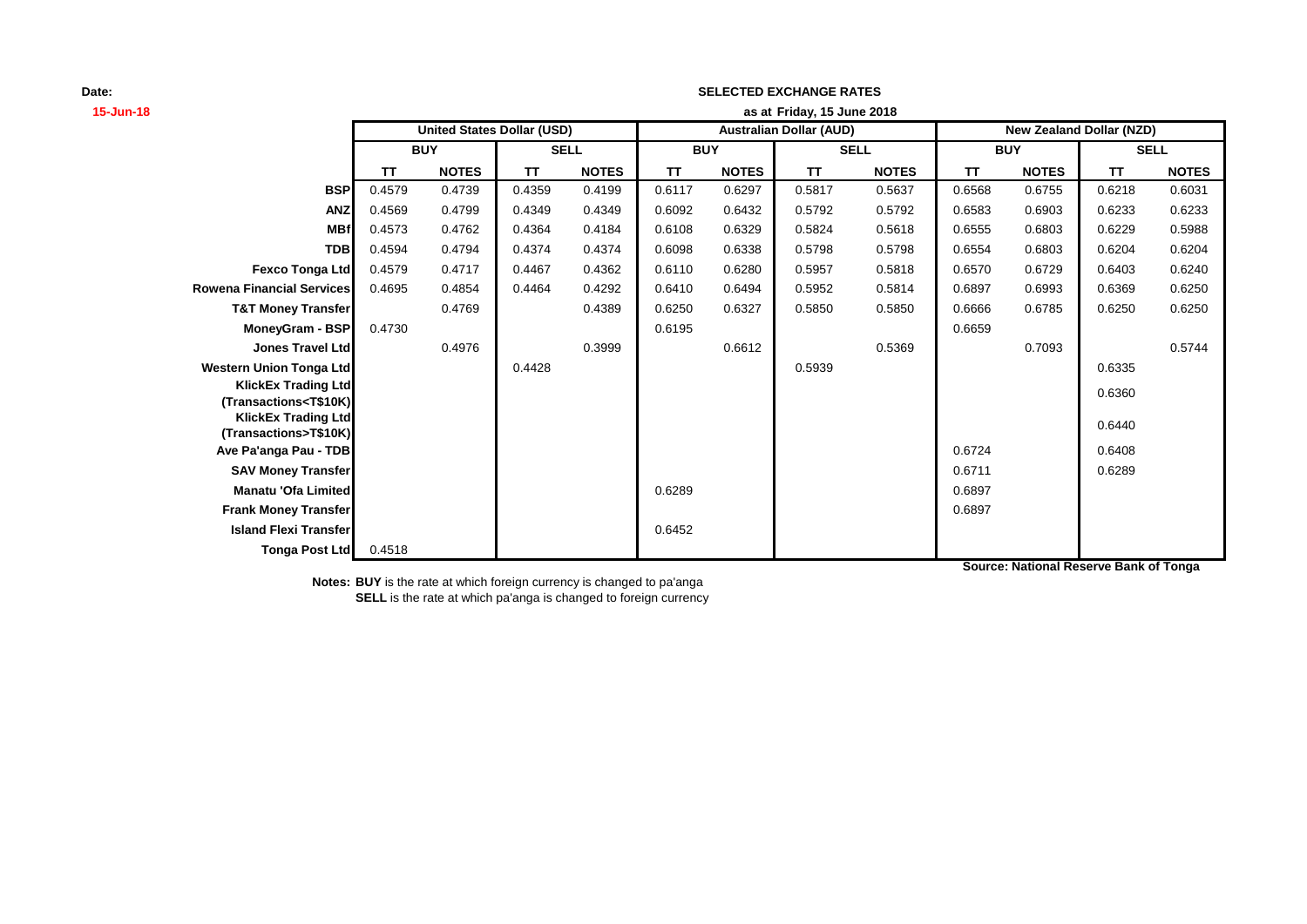**Date:**

**15-Jun-18**

**SELECTED EXCHANGE RATES**

**as at Friday, 15 June 2018**

| | United States Dollar (USD) | | | | Australian Dollar (AUD) | | | | New Zealand Dollar (NZD) | | | |
|---|---|---|---|---|---|---|---|---|---|---|---|---|
| | BUY | | SELL | | BUY | | SELL | | BUY | | SELL | |
| | TT | NOTES | TT | NOTES | TT | NOTES | TT | NOTES | TT | NOTES | TT | NOTES |
| **BSP** | 0.4579 | 0.4739 | 0.4359 | 0.4199 | 0.6117 | 0.6297 | 0.5817 | 0.5637 | 0.6568 | 0.6755 | 0.6218 | 0.6031 |
| **ANZ** | 0.4569 | 0.4799 | 0.4349 | 0.4349 | 0.6092 | 0.6432 | 0.5792 | 0.5792 | 0.6583 | 0.6903 | 0.6233 | 0.6233 |
| **MBf** | 0.4573 | 0.4762 | 0.4364 | 0.4184 | 0.6108 | 0.6329 | 0.5824 | 0.5618 | 0.6555 | 0.6803 | 0.6229 | 0.5988 |
| **TDB** | 0.4594 | 0.4794 | 0.4374 | 0.4374 | 0.6098 | 0.6338 | 0.5798 | 0.5798 | 0.6554 | 0.6803 | 0.6204 | 0.6204 |
| **Fexco Tonga Ltd** | 0.4579 | 0.4717 | 0.4467 | 0.4362 | 0.6110 | 0.6280 | 0.5957 | 0.5818 | 0.6570 | 0.6729 | 0.6403 | 0.6240 |
| **Rowena Financial Services** | 0.4695 | 0.4854 | 0.4464 | 0.4292 | 0.6410 | 0.6494 | 0.5952 | 0.5814 | 0.6897 | 0.6993 | 0.6369 | 0.6250 |
| **T&T Money Transfer** | | 0.4769 | | 0.4389 | 0.6250 | 0.6327 | 0.5850 | 0.5850 | 0.6666 | 0.6785 | 0.6250 | 0.6250 |
| **MoneyGram - BSP** | 0.4730 | | | | 0.6195 | | | | 0.6659 | | | |
| **Jones Travel Ltd** | | 0.4976 | | 0.3999 | | 0.6612 | | 0.5369 | | 0.7093 | | 0.5744 |
| **Western Union Tonga Ltd** | | | 0.4428 | | | | 0.5939 | | | | 0.6335 | |
| **KlickEx Trading Ltd (Transactions<T$10K)** | | | | | | | | | | | 0.6360 | |
| **KlickEx Trading Ltd (Transactions>T$10K)** | | | | | | | | | | | 0.6440 | |
| **Ave Pa'anga Pau - TDB** | | | | | | | | | 0.6724 | | 0.6408 | |
| **SAV Money Transfer** | | | | | | | | | 0.6711 | | 0.6289 | |
| **Manatu 'Ofa Limited** | | | | | 0.6289 | | | | 0.6897 | | | |
| **Frank Money Transfer** | | | | | | | | | 0.6897 | | | |
| **Island Flexi Transfer** | | | | | 0.6452 | | | | | | | |
| **Tonga Post Ltd** | 0.4518 | | | | | | | | | | | |

**Source: National Reserve Bank of Tonga**

**Notes: BUY** is the rate at which foreign currency is changed to pa'anga

**SELL** is the rate at which pa'anga is changed to foreign currency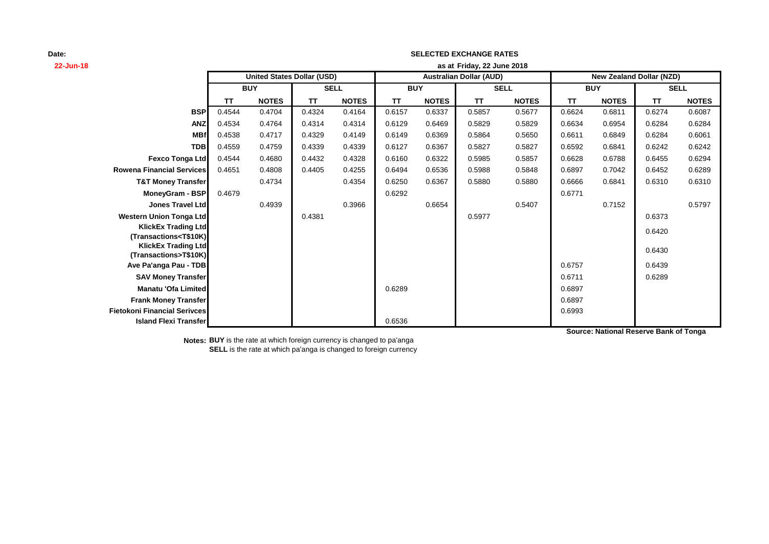**Date:**
**22-Jun-18**

**SELECTED EXCHANGE RATES**

**as at Friday, 22 June 2018**

| | United States Dollar (USD) | | | | Australian Dollar (AUD) | | | | New Zealand Dollar (NZD) | | | |
|---|---|---|---|---|---|---|---|---|---|---|---|---|
| | BUY | | SELL | | BUY | | SELL | | BUY | | SELL | |
| | TT | NOTES | TT | NOTES | TT | NOTES | TT | NOTES | TT | NOTES | TT | NOTES |
| **BSP** | 0.4544 | 0.4704 | 0.4324 | 0.4164 | 0.6157 | 0.6337 | 0.5857 | 0.5677 | 0.6624 | 0.6811 | 0.6274 | 0.6087 |
| **ANZ** | 0.4534 | 0.4764 | 0.4314 | 0.4314 | 0.6129 | 0.6469 | 0.5829 | 0.5829 | 0.6634 | 0.6954 | 0.6284 | 0.6284 |
| **MBf** | 0.4538 | 0.4717 | 0.4329 | 0.4149 | 0.6149 | 0.6369 | 0.5864 | 0.5650 | 0.6611 | 0.6849 | 0.6284 | 0.6061 |
| **TDB** | 0.4559 | 0.4759 | 0.4339 | 0.4339 | 0.6127 | 0.6367 | 0.5827 | 0.5827 | 0.6592 | 0.6841 | 0.6242 | 0.6242 |
| **Fexco Tonga Ltd** | 0.4544 | 0.4680 | 0.4432 | 0.4328 | 0.6160 | 0.6322 | 0.5985 | 0.5857 | 0.6628 | 0.6788 | 0.6455 | 0.6294 |
| **Rowena Financial Services** | 0.4651 | 0.4808 | 0.4405 | 0.4255 | 0.6494 | 0.6536 | 0.5988 | 0.5848 | 0.6897 | 0.7042 | 0.6452 | 0.6289 |
| **T&T Money Transfer** | | 0.4734 | | 0.4354 | 0.6250 | 0.6367 | 0.5880 | 0.5880 | 0.6666 | 0.6841 | 0.6310 | 0.6310 |
| **MoneyGram - BSP** | 0.4679 | | | | 0.6292 | | | | 0.6771 | | | |
| **Jones Travel Ltd** | | 0.4939 | | 0.3966 | | 0.6654 | | 0.5407 | | 0.7152 | | 0.5797 |
| **Western Union Tonga Ltd** | | | 0.4381 | | | | 0.5977 | | | | 0.6373 | |
| **KlickEx Trading Ltd (Transactions<T$10K)** | | | | | | | | | | | 0.6420 | |
| **KlickEx Trading Ltd (Transactions>T$10K)** | | | | | | | | | | | 0.6430 | |
| **Ave Pa'anga Pau - TDB** | | | | | | | | | 0.6757 | | 0.6439 | |
| **SAV Money Transfer** | | | | | | | | | 0.6711 | | 0.6289 | |
| **Manatu 'Ofa Limited** | | | | | 0.6289 | | | | 0.6897 | | | |
| **Frank Money Transfer** | | | | | | | | | 0.6897 | | | |
| **Fietokoni Financial Serivces** | | | | | | | | | 0.6993 | | | |
| **Island Flexi Transfer** | | | | | 0.6536 | | | | | | | |

**Source: National Reserve Bank of Tonga**

**Notes:** **BUY** is the rate at which foreign currency is changed to pa'anga
**SELL** is the rate at which pa'anga is changed to foreign currency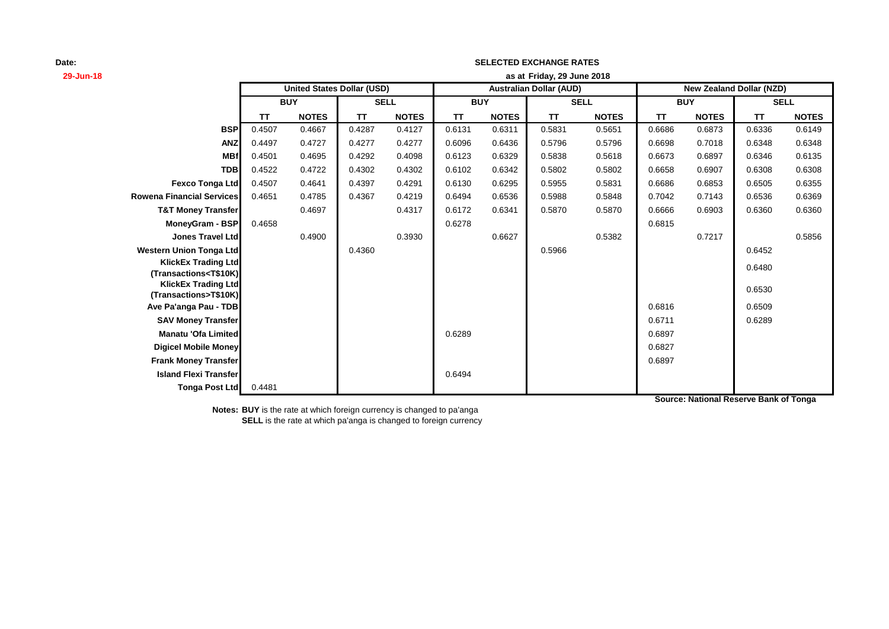**Date:**
**29-Jun-18**

**SELECTED EXCHANGE RATES**
**as at Friday, 29 June 2018**

| | United States Dollar (USD) | | | | Australian Dollar (AUD) | | | | New Zealand Dollar (NZD) | | | |
|---|---|---|---|---|---|---|---|---|---|---|---|---|
| | BUY | | SELL | | BUY | | SELL | | BUY | | SELL | |
| | TT | NOTES | TT | NOTES | TT | NOTES | TT | NOTES | TT | NOTES | TT | NOTES |
| **BSP** | 0.4507 | 0.4667 | 0.4287 | 0.4127 | 0.6131 | 0.6311 | 0.5831 | 0.5651 | 0.6686 | 0.6873 | 0.6336 | 0.6149 |
| **ANZ** | 0.4497 | 0.4727 | 0.4277 | 0.4277 | 0.6096 | 0.6436 | 0.5796 | 0.5796 | 0.6698 | 0.7018 | 0.6348 | 0.6348 |
| **MBf** | 0.4501 | 0.4695 | 0.4292 | 0.4098 | 0.6123 | 0.6329 | 0.5838 | 0.5618 | 0.6673 | 0.6897 | 0.6346 | 0.6135 |
| **TDB** | 0.4522 | 0.4722 | 0.4302 | 0.4302 | 0.6102 | 0.6342 | 0.5802 | 0.5802 | 0.6658 | 0.6907 | 0.6308 | 0.6308 |
| **Fexco Tonga Ltd** | 0.4507 | 0.4641 | 0.4397 | 0.4291 | 0.6130 | 0.6295 | 0.5955 | 0.5831 | 0.6686 | 0.6853 | 0.6505 | 0.6355 |
| **Rowena Financial Services** | 0.4651 | 0.4785 | 0.4367 | 0.4219 | 0.6494 | 0.6536 | 0.5988 | 0.5848 | 0.7042 | 0.7143 | 0.6536 | 0.6369 |
| **T&T Money Transfer** | | 0.4697 | | 0.4317 | 0.6172 | 0.6341 | 0.5870 | 0.5870 | 0.6666 | 0.6903 | 0.6360 | 0.6360 |
| **MoneyGram - BSP** | 0.4658 | | | | 0.6278 | | | | 0.6815 | | | |
| **Jones Travel Ltd** | | 0.4900 | | 0.3930 | | 0.6627 | | 0.5382 | | 0.7217 | | 0.5856 |
| **Western Union Tonga Ltd** | | | 0.4360 | | | | 0.5966 | | | | 0.6452 | |
| **KlickEx Trading Ltd (Transactions<T$10K)** | | | | | | | | | | | 0.6480 | |
| **KlickEx Trading Ltd (Transactions>T$10K)** | | | | | | | | | | | 0.6530 | |
| **Ave Pa'anga Pau - TDB** | | | | | | | | | 0.6816 | | 0.6509 | |
| **SAV Money Transfer** | | | | | | | | | 0.6711 | | 0.6289 | |
| **Manatu 'Ofa Limited** | | | | | 0.6289 | | | | 0.6897 | | | |
| **Digicel Mobile Money** | | | | | | | | | 0.6827 | | | |
| **Frank Money Transfer** | | | | | | | | | 0.6897 | | | |
| **Island Flexi Transfer** | | | | | 0.6494 | | | | | | | |
| **Tonga Post Ltd** | 0.4481 | | | | | | | | | | | |

**Source: National Reserve Bank of Tonga**

**Notes: BUY** is the rate at which foreign currency is changed to pa'anga
**SELL** is the rate at which pa'anga is changed to foreign currency